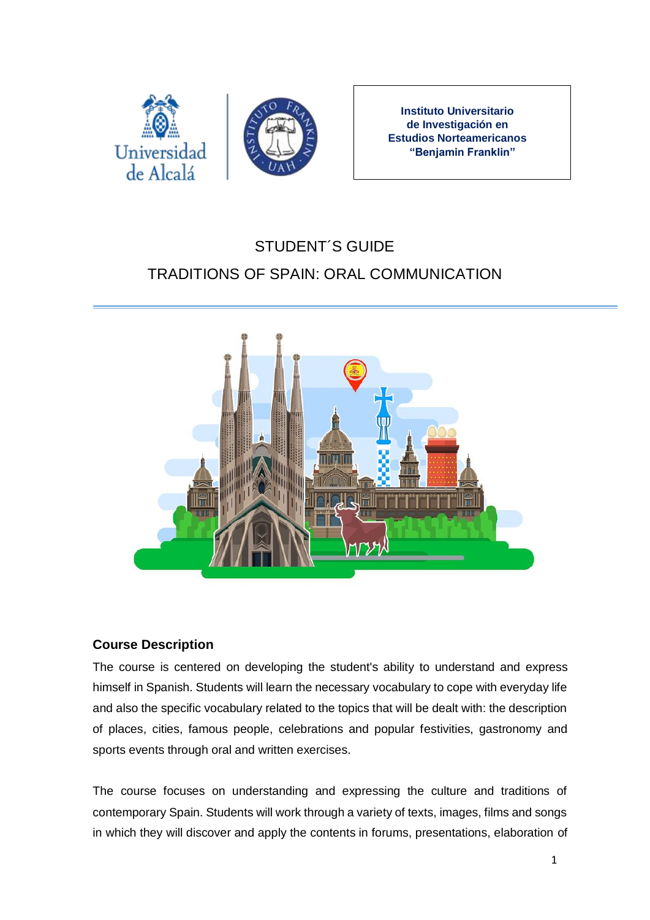Instituto Universitario de Investigación en Estudios Norteamericanos "Benjamin Franklin"

# STUDENT´S GUIDE

# TRADITIONS OF SPAIN: ORAL COMMUNICATION

## Course Description

The course is centered on developing the student's ability to understand and express himself in Spanish. Students will learn the necessary vocabulary to cope with everyday life and also the specific vocabulary related to the topics that will be dealt with: the description of places, cities, famous people, celebrations and popular festivities, gastronomy and sports events through oral and written exercises.

The course focuses on understanding and expressing the culture and traditions of contemporary Spain. Students will work through a variety of texts, images, films and songs in which they will discover and apply the contents in forums, presentations, elaboration of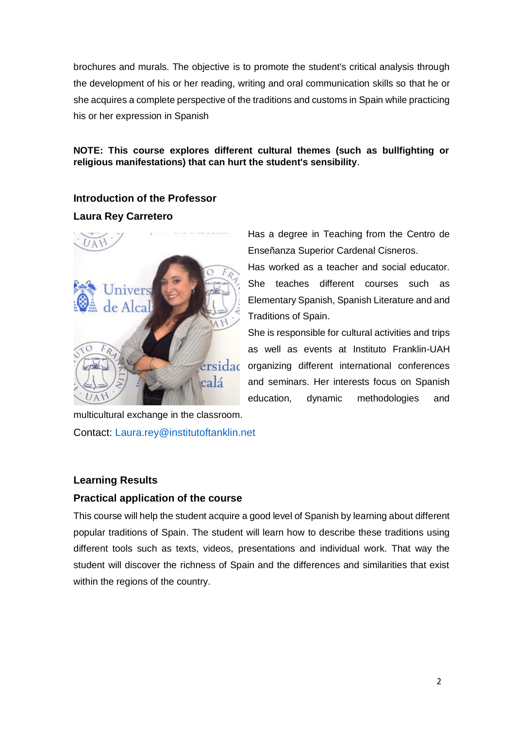brochures and murals. The objective is to promote the student's critical analysis through the development of his or her reading, writing and oral communication skills so that he or she acquires a complete perspective of the traditions and customs in Spain while practicing his or her expression in Spanish

**NOTE: This course explores different cultural themes (such as bullfighting or religious manifestations) that can hurt the student's sensibility**.

### Introduction of the Professor

### Laura Rey Carretero

Has a degree in Teaching from the Centro de Enseñanza Superior Cardenal Cisneros.
Has worked as a teacher and social educator. She teaches different courses such as Elementary Spanish, Spanish Literature and and Traditions of Spain.
She is responsible for cultural activities and trips as well as events at Instituto Franklin-UAH organizing different international conferences and seminars. Her interests focus on Spanish education, dynamic methodologies and multicultural exchange in the classroom.

Contact: Laura.rey@institutoftanklin.net

### Learning Results

### Practical application of the course

This course will help the student acquire a good level of Spanish by learning about different popular traditions of Spain. The student will learn how to describe these traditions using different tools such as texts, videos, presentations and individual work. That way the student will discover the richness of Spain and the differences and similarities that exist within the regions of the country.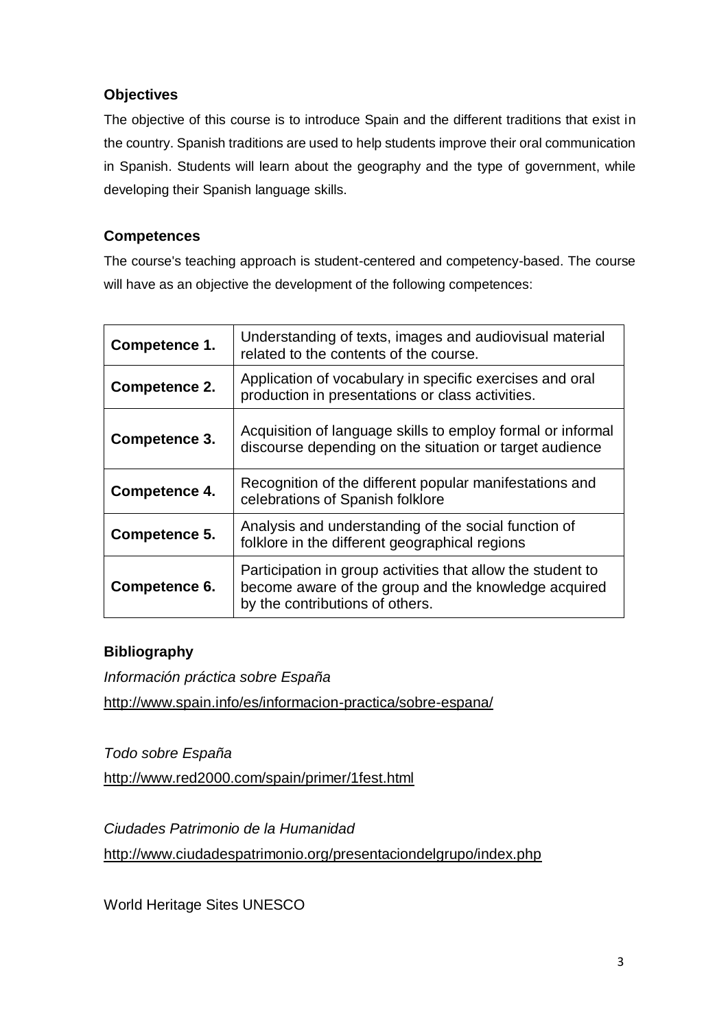## Objectives

The objective of this course is to introduce Spain and the different traditions that exist in the country. Spanish traditions are used to help students improve their oral communication in Spanish. Students will learn about the geography and the type of government, while developing their Spanish language skills.

## Competences

The course's teaching approach is student-centered and competency-based. The course will have as an objective the development of the following competences:

| | |
|---|---|
| **Competence 1.** | Understanding of texts, images and audiovisual material related to the contents of the course. |
| **Competence 2.** | Application of vocabulary in specific exercises and oral production in presentations or class activities. |
| **Competence 3.** | Acquisition of language skills to employ formal or informal discourse depending on the situation or target audience |
| **Competence 4.** | Recognition of the different popular manifestations and celebrations of Spanish folklore |
| **Competence 5.** | Analysis and understanding of the social function of folklore in the different geographical regions |
| **Competence 6.** | Participation in group activities that allow the student to become aware of the group and the knowledge acquired by the contributions of others. |

## Bibliography

*Información práctica sobre España*

http://www.spain.info/es/informacion-practica/sobre-espana/

*Todo sobre España*

http://www.red2000.com/spain/primer/1fest.html

*Ciudades Patrimonio de la Humanidad*

http://www.ciudadespatrimonio.org/presentaciondelgrupo/index.php

World Heritage Sites UNESCO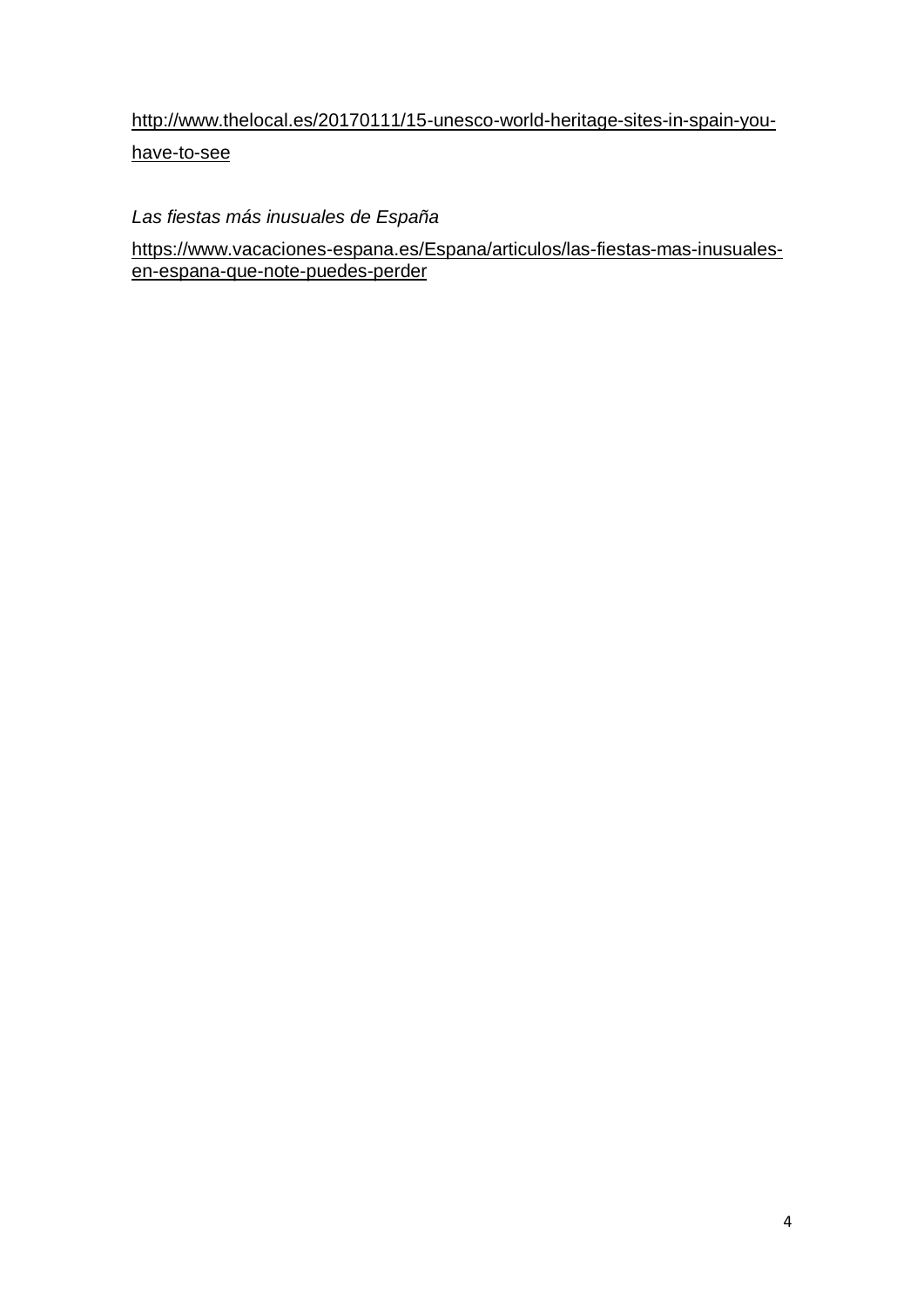http://www.thelocal.es/20170111/15-unesco-world-heritage-sites-in-spain-you-have-to-see

*Las fiestas más inusuales de España*

https://www.vacaciones-espana.es/Espana/articulos/las-fiestas-mas-inusuales-en-espana-que-note-puedes-perder